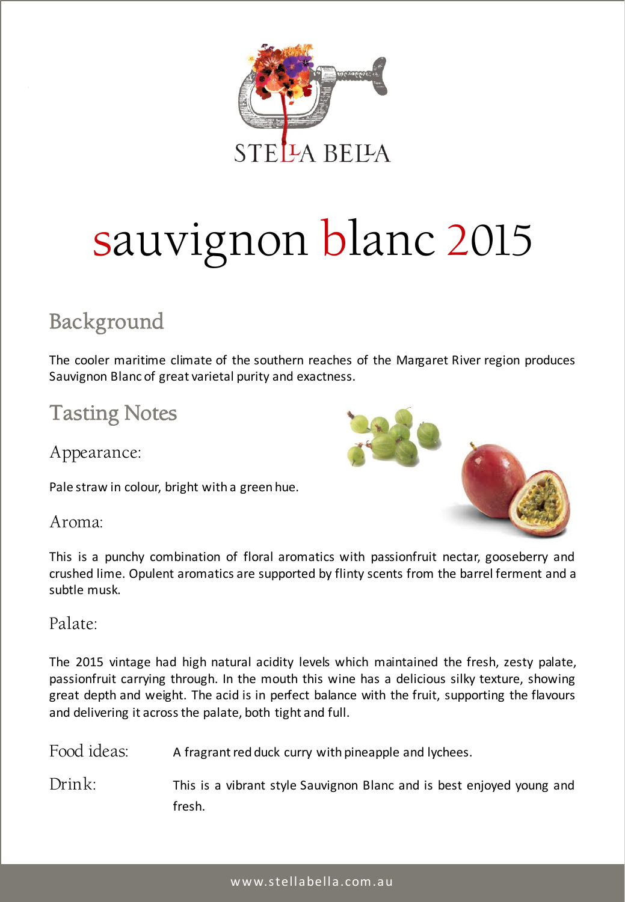STELLA BELLA

# sauvignon blanc 2015

## Background

The cooler maritime climate of the southern reaches of the Margaret River region produces Sauvignon Blanc of great varietal purity and exactness.

## Tasting Notes

### Appearance:

Pale straw in colour, bright with a green hue.

### Aroma:

This is a punchy combination of floral aromatics with passionfruit nectar, gooseberry and crushed lime. Opulent aromatics are supported by flinty scents from the barrel ferment and a subtle musk.

### Palate:

The 2015 vintage had high natural acidity levels which maintained the fresh, zesty palate, passionfruit carrying through. In the mouth this wine has a delicious silky texture, showing great depth and weight. The acid is in perfect balance with the fruit, supporting the flavours and delivering it across the palate, both tight and full.

**Food ideas:** A fragrant red duck curry with pineapple and lychees.

**Drink:** This is a vibrant style Sauvignon Blanc and is best enjoyed young and fresh.

www.stellabella.com.au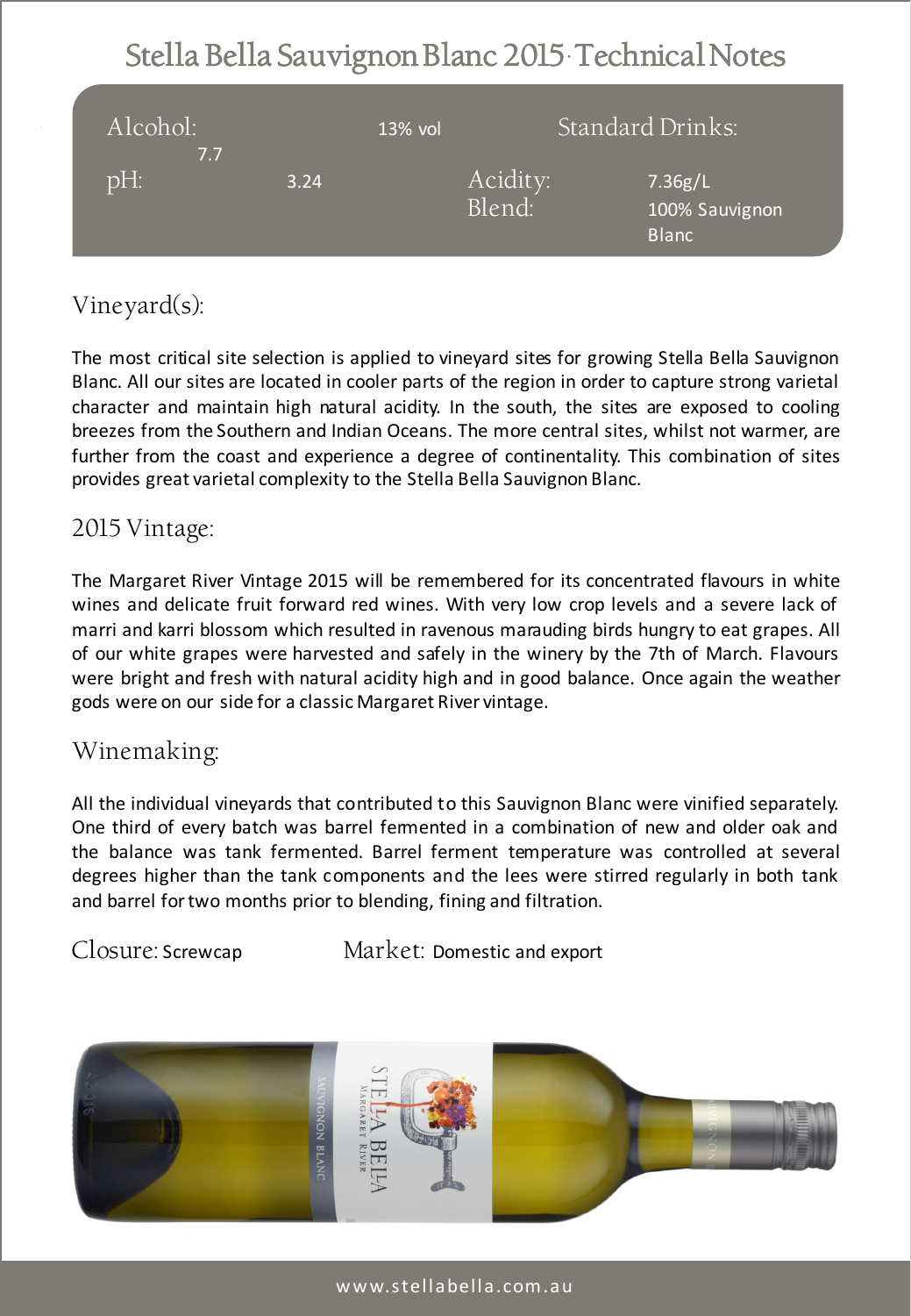# Stella Bella Sauvignon Blanc 2015 Technical Notes

| | | | |
|---|---|---|---|
| Alcohol: | 13% vol | Standard Drinks: | 7.7 |
| pH: | 3.24 | Acidity: | 7.36g/L |
| | | Blend: | 100% Sauvignon Blanc |

## Vineyard(s):

The most critical site selection is applied to vineyard sites for growing Stella Bella Sauvignon Blanc. All our sites are located in cooler parts of the region in order to capture strong varietal character and maintain high natural acidity. In the south, the sites are exposed to cooling breezes from the Southern and Indian Oceans. The more central sites, whilst not warmer, are further from the coast and experience a degree of continentality. This combination of sites provides great varietal complexity to the Stella Bella Sauvignon Blanc.

## 2015 Vintage:

The Margaret River Vintage 2015 will be remembered for its concentrated flavours in white wines and delicate fruit forward red wines. With very low crop levels and a severe lack of marri and karri blossom which resulted in ravenous marauding birds hungry to eat grapes. All of our white grapes were harvested and safely in the winery by the 7th of March. Flavours were bright and fresh with natural acidity high and in good balance. Once again the weather gods were on our side for a classic Margaret River vintage.

## Winemaking:

All the individual vineyards that contributed to this Sauvignon Blanc were vinified separately. One third of every batch was barrel fermented in a combination of new and older oak and the balance was tank fermented. Barrel ferment temperature was controlled at several degrees higher than the tank components and the lees were stirred regularly in both tank and barrel for two months prior to blending, fining and filtration.

Closure: Screwcap

Market: Domestic and export

www.stellabella.com.au